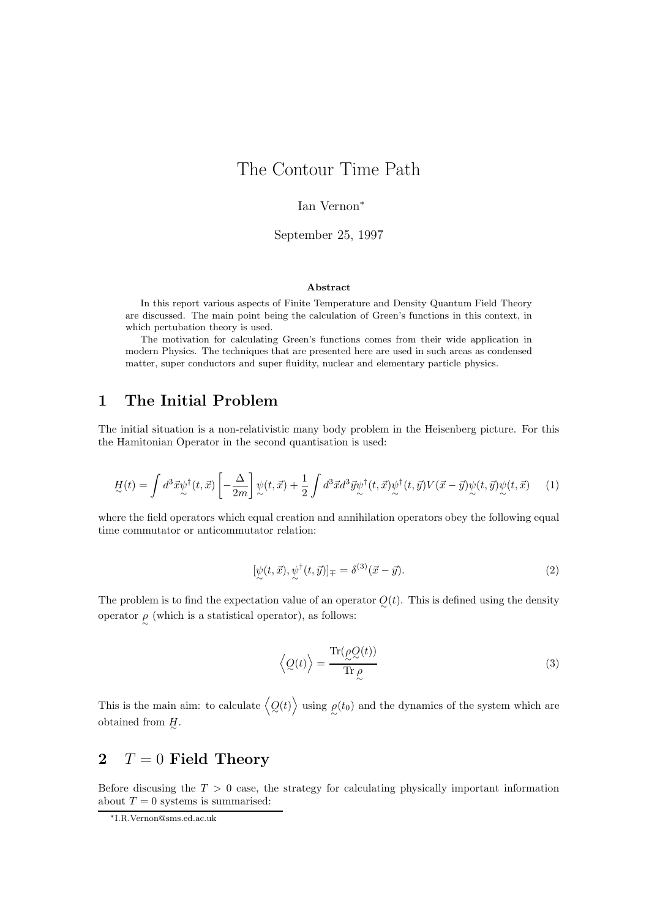# The Contour Time Path

Ian Vernon*

September 25, 1997

**Abstract**

In this report various aspects of Finite Temperature and Density Quantum Field Theory are discussed. The main point being the calculation of Green's functions in this context, in which pertubation theory is used.

The motivation for calculating Green's functions comes from their wide application in modern Physics. The techniques that are presented here are used in such areas as condensed matter, super conductors and super fluidity, nuclear and elementary particle physics.

## 1 The Initial Problem

The initial situation is a non-relativistic many body problem in the Heisenberg picture. For this the Hamitonian Operator in the second quantisation is used:

$$\underset{\sim}{H}(t) = \int d^3\vec{x}\underset{\sim}{\psi}^\dagger(t,\vec{x})\left[-\frac{\Delta}{2m}\right]\underset{\sim}{\psi}(t,\vec{x}) + \frac{1}{2}\int d^3\vec{x}d^3\vec{y}\underset{\sim}{\psi}^\dagger(t,\vec{x})\underset{\sim}{\psi}^\dagger(t,\vec{y})V(\vec{x}-\vec{y})\underset{\sim}{\psi}(t,\vec{y})\underset{\sim}{\psi}(t,\vec{x}) \tag{1}$$

where the field operators which equal creation and annihilation operators obey the following equal time commutator or anticommutator relation:

$$[\underset{\sim}{\psi}(t,\vec{x}), \underset{\sim}{\psi}^\dagger(t,\vec{y})]_\mp = \delta^{(3)}(\vec{x}-\vec{y}). \tag{2}$$

The problem is to find the expectation value of an operator $\underset{\sim}{Q}(t)$. This is defined using the density operator $\underset{\sim}{\rho}$ (which is a statistical operator), as follows:

$$\left\langle \underset{\sim}{Q}(t) \right\rangle = \frac{\mathrm{Tr}(\underset{\sim}{\rho}\underset{\sim}{Q}(t))}{\mathrm{Tr}\,\underset{\sim}{\rho}} \tag{3}$$

This is the main aim: to calculate $\left\langle \underset{\sim}{Q}(t) \right\rangle$ using $\underset{\sim}{\rho}(t_0)$ and the dynamics of the system which are obtained from $\underset{\sim}{H}$.

## 2 $T = 0$ Field Theory

Before discusing the $T > 0$ case, the strategy for calculating physically important information about $T = 0$ systems is summarised:

*I.R.Vernon@sms.ed.ac.uk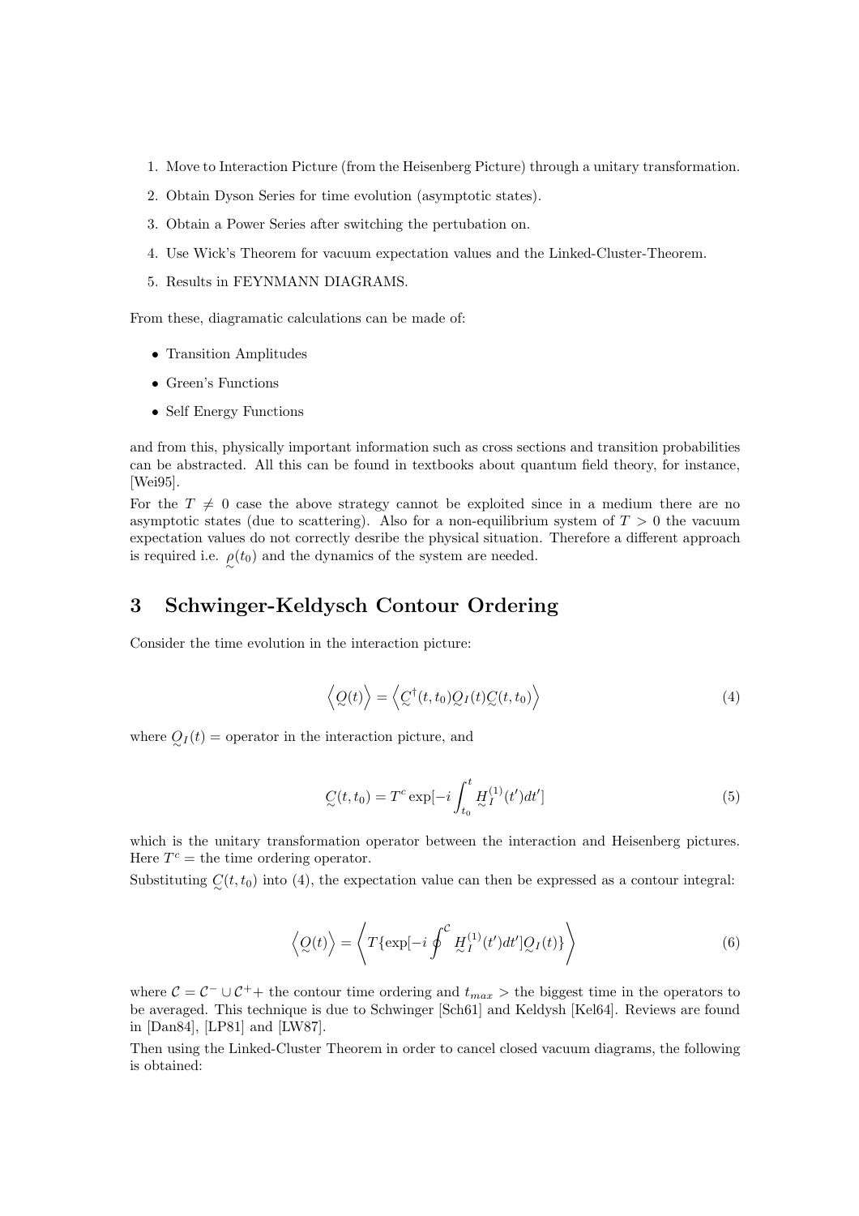1. Move to Interaction Picture (from the Heisenberg Picture) through a unitary transformation.
2. Obtain Dyson Series for time evolution (asymptotic states).
3. Obtain a Power Series after switching the pertubation on.
4. Use Wick's Theorem for vacuum expectation values and the Linked-Cluster-Theorem.
5. Results in FEYNMANN DIAGRAMS.

From these, diagramatic calculations can be made of:

- Transition Amplitudes
- Green's Functions
- Self Energy Functions

and from this, physically important information such as cross sections and transition probabilities can be abstracted. All this can be found in textbooks about quantum field theory, for instance, [Wei95].

For the $T \neq 0$ case the above strategy cannot be exploited since in a medium there are no asymptotic states (due to scattering). Also for a non-equilibrium system of $T > 0$ the vacuum expectation values do not correctly desribe the physical situation. Therefore a different approach is required i.e. $\underset{\sim}{\rho}(t_0)$ and the dynamics of the system are needed.

# 3 Schwinger-Keldysch Contour Ordering

Consider the time evolution in the interaction picture:

$$\left\langle \underset{\sim}{Q}(t) \right\rangle = \left\langle \underset{\sim}{C}^{\dagger}(t,t_0) \underset{\sim}{Q}_I(t) \underset{\sim}{C}(t,t_0) \right\rangle \tag{4}$$

where $\underset{\sim}{Q}_I(t)$ = operator in the interaction picture, and

$$\underset{\sim}{C}(t,t_0) = T^c \exp[-i \int_{t_0}^{t} \underset{\sim}{H}_I^{(1)}(t')dt'] \tag{5}$$

which is the unitary transformation operator between the interaction and Heisenberg pictures. Here $T^c$ = the time ordering operator.

Substituting $\underset{\sim}{C}(t,t_0)$ into (4), the expectation value can then be expressed as a contour integral:

$$\left\langle \underset{\sim}{Q}(t) \right\rangle = \left\langle T\{\exp[-i \oint^{\mathcal{C}} \underset{\sim}{H}_I^{(1)}(t')dt'] \underset{\sim}{Q}_I(t)\} \right\rangle \tag{6}$$

where $\mathcal{C} = \mathcal{C}^- \cup \mathcal{C}^+ +$ the contour time ordering and $t_{max} >$ the biggest time in the operators to be averaged. This technique is due to Schwinger [Sch61] and Keldysh [Kel64]. Reviews are found in [Dan84], [LP81] and [LW87].

Then using the Linked-Cluster Theorem in order to cancel closed vacuum diagrams, the following is obtained: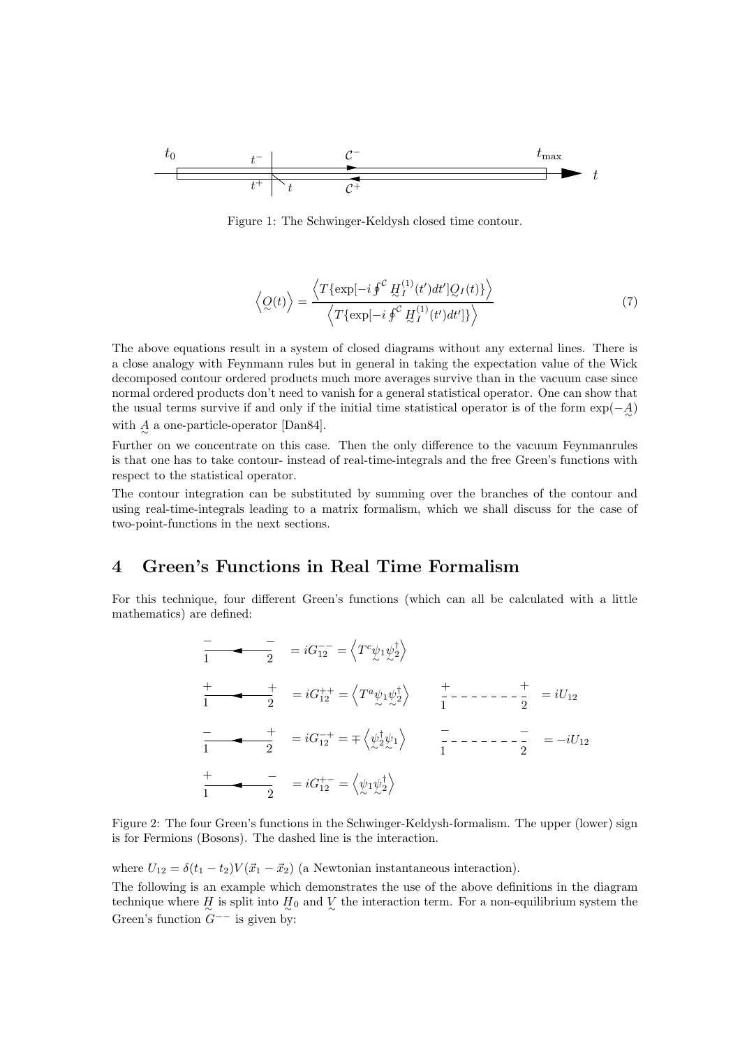Figure 1: The Schwinger-Keldysh closed time contour.

$$\left\langle \underset{\sim}{Q}(t) \right\rangle = \frac{\left\langle T\{\exp[-i \oint^{\mathcal{C}} \underset{\sim}{H}_I^{(1)}(t')dt'] \underset{\sim}{Q}_I(t)\} \right\rangle}{\left\langle T\{\exp[-i \oint^{\mathcal{C}} \underset{\sim}{H}_I^{(1)}(t')dt']\} \right\rangle} \tag{7}$$

The above equations result in a system of closed diagrams without any external lines. There is a close analogy with Feynmann rules but in general in taking the expectation value of the Wick decomposed contour ordered products much more averages survive than in the vacuum case since normal ordered products don't need to vanish for a general statistical operator. One can show that the usual terms survive if and only if the initial time statistical operator is of the form $\exp(-\underset{\sim}{A})$ with $\underset{\sim}{A}$ a one-particle-operator [Dan84].

Further on we concentrate on this case. Then the only difference to the vacuum Feynmanrules is that one has to take contour- instead of real-time-integrals and the free Green's functions with respect to the statistical operator.

The contour integration can be substituted by summing over the branches of the contour and using real-time-integrals leading to a matrix formalism, which we shall discuss for the case of two-point-functions in the next sections.

## 4 Green's Functions in Real Time Formalism

For this technique, four different Green's functions (which can all be calculated with a little mathematics) are defined:

$$iG_{12}^{--} = \left\langle T^c \underset{\sim}{\psi}_1 \underset{\sim}{\psi}_2^\dagger \right\rangle$$

$$iG_{12}^{++} = \left\langle T^a \underset{\sim}{\psi}_1 \underset{\sim}{\psi}_2^\dagger \right\rangle \qquad iU_{12}$$

$$iG_{12}^{-+} = \mp \left\langle \underset{\sim}{\psi}_2^\dagger \underset{\sim}{\psi}_1 \right\rangle \qquad -iU_{12}$$

$$iG_{12}^{+-} = \left\langle \underset{\sim}{\psi}_1 \underset{\sim}{\psi}_2^\dagger \right\rangle$$

Figure 2: The four Green's functions in the Schwinger-Keldysh-formalism. The upper (lower) sign is for Fermions (Bosons). The dashed line is the interaction.

where $U_{12} = \delta(t_1 - t_2)V(\vec{x}_1 - \vec{x}_2)$ (a Newtonian instantaneous interaction).

The following is an example which demonstrates the use of the above definitions in the diagram technique where $\underset{\sim}{H}$ is split into $\underset{\sim}{H}_0$ and $\underset{\sim}{V}$ the interaction term. For a non-equilibrium system the Green's function $G^{--}$ is given by: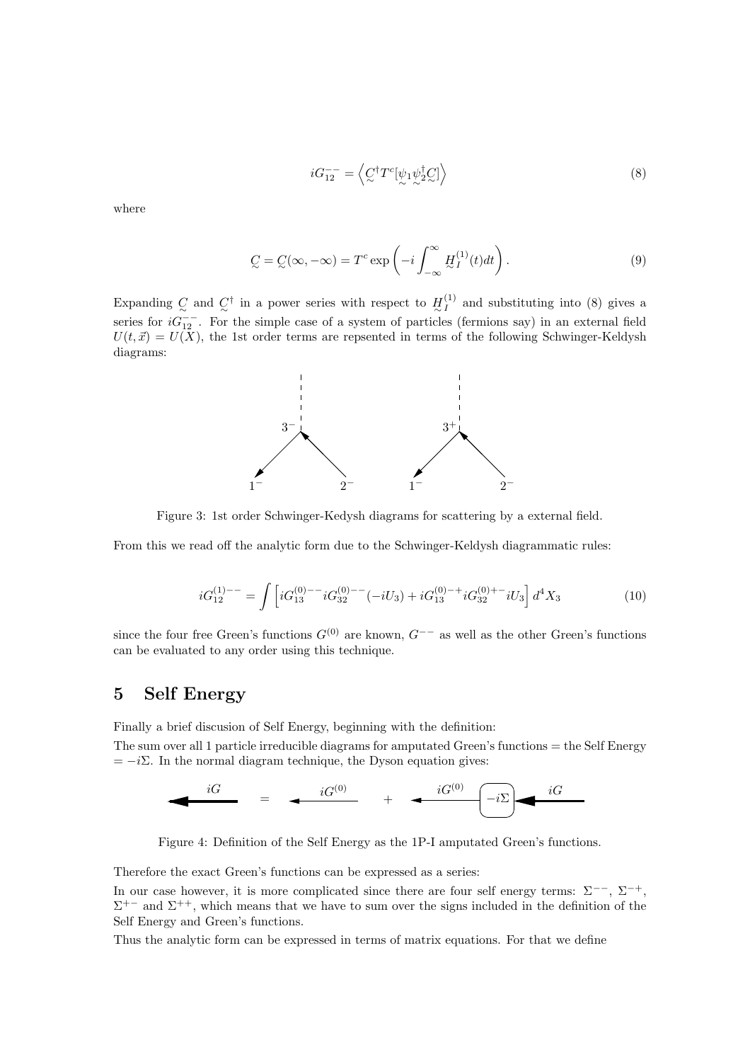$$iG_{12}^{--} = \left\langle \underset{\sim}{C}^{\dagger} T^{c} [\underset{\sim}{\psi}_1 \underset{\sim}{\psi}_2^{\dagger} \underset{\sim}{C}] \right\rangle \tag{8}$$

where

$$\underset{\sim}{C} = \underset{\sim}{C}(\infty, -\infty) = T^{c} \exp\left(-i \int_{-\infty}^{\infty} \underset{\sim}{H}_I^{(1)}(t) dt\right). \tag{9}$$

Expanding $\underset{\sim}{C}$ and $\underset{\sim}{C}^{\dagger}$ in a power series with respect to $\underset{\sim}{H}_I^{(1)}$ and substituting into (8) gives a series for $iG_{12}^{--}$. For the simple case of a system of particles (fermions say) in an external field $U(t, \vec{x}) = U(X)$, the 1st order terms are repsented in terms of the following Schwinger-Keldysh diagrams:

Figure 3: 1st order Schwinger-Kedysh diagrams for scattering by a external field.

From this we read off the analytic form due to the Schwinger-Keldysh diagrammatic rules:

$$iG_{12}^{(1)--} = \int \left[ iG_{13}^{(0)--} iG_{32}^{(0)--}(-iU_3) + iG_{13}^{(0)-+} iG_{32}^{(0)+-} iU_3 \right] d^4X_3 \tag{10}$$

since the four free Green's functions $G^{(0)}$ are known, $G^{--}$ as well as the other Green's functions can be evaluated to any order using this technique.

## 5 Self Energy

Finally a brief discusion of Self Energy, beginning with the definition:

The sum over all 1 particle irreducible diagrams for amputated Green's functions = the Self Energy $= -i\Sigma$. In the normal diagram technique, the Dyson equation gives:

Figure 4: Definition of the Self Energy as the 1P-I amputated Green's functions.

Therefore the exact Green's functions can be expressed as a series:

In our case however, it is more complicated since there are four self energy terms: $\Sigma^{--}$, $\Sigma^{-+}$, $\Sigma^{+-}$ and $\Sigma^{++}$, which means that we have to sum over the signs included in the definition of the Self Energy and Green's functions.

Thus the analytic form can be expressed in terms of matrix equations. For that we define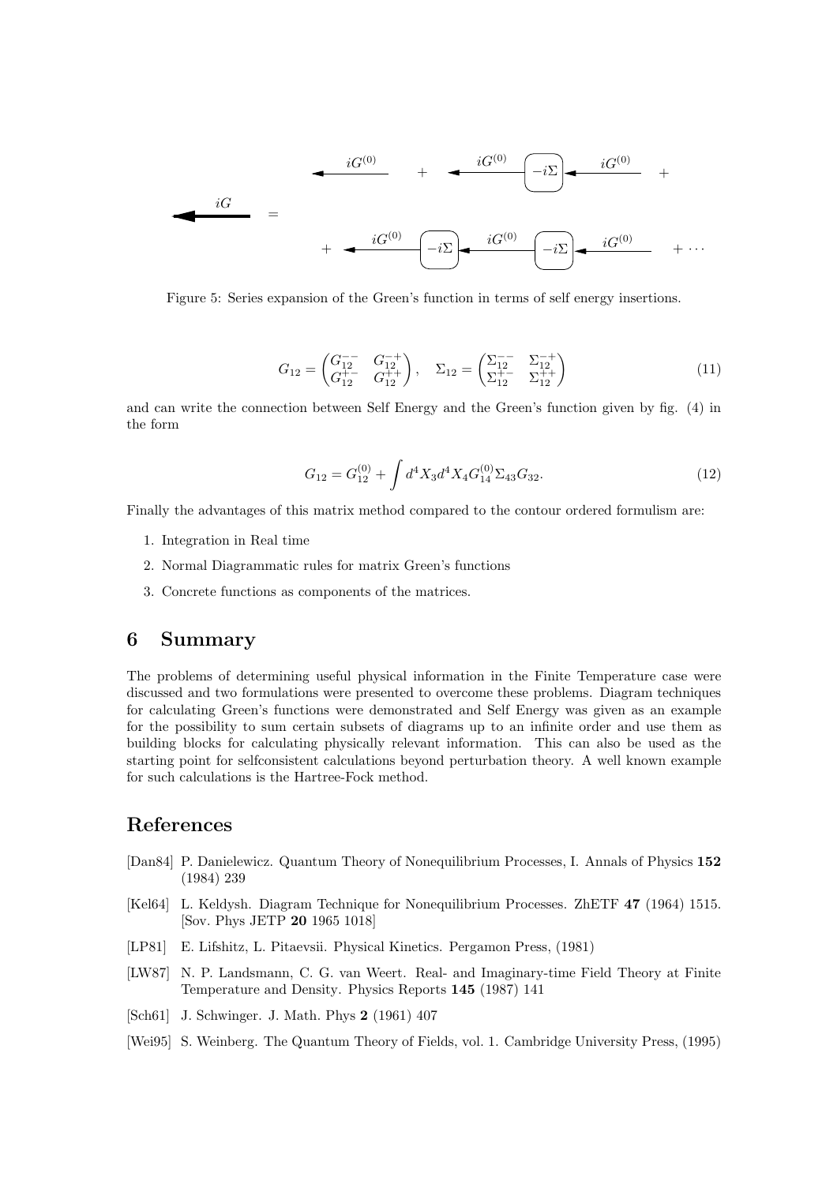$iG$ = $iG^{(0)}$ + $iG^{(0)}$ $-i\Sigma$ $iG^{(0)}$ + $iG^{(0)}$ $-i\Sigma$ $iG^{(0)}$ $-i\Sigma$ $iG^{(0)}$ + ⋯

Figure 5: Series expansion of the Green's function in terms of self energy insertions.

$$G_{12} = \begin{pmatrix} G_{12}^{--} & G_{12}^{-+} \\ G_{12}^{+-} & G_{12}^{++} \end{pmatrix}, \quad \Sigma_{12} = \begin{pmatrix} \Sigma_{12}^{--} & \Sigma_{12}^{-+} \\ \Sigma_{12}^{+-} & \Sigma_{12}^{++} \end{pmatrix} \tag{11}$$

and can write the connection between Self Energy and the Green's function given by fig. (4) in the form

$$G_{12} = G_{12}^{(0)} + \int d^4X_3 d^4X_4 G_{14}^{(0)} \Sigma_{43} G_{32}. \tag{12}$$

Finally the advantages of this matrix method compared to the contour ordered formulism are:

1. Integration in Real time
2. Normal Diagrammatic rules for matrix Green's functions
3. Concrete functions as components of the matrices.

## 6 Summary

The problems of determining useful physical information in the Finite Temperature case were discussed and two formulations were presented to overcome these problems. Diagram techniques for calculating Green's functions were demonstrated and Self Energy was given as an example for the possibility to sum certain subsets of diagrams up to an infinite order and use them as building blocks for calculating physically relevant information. This can also be used as the starting point for selfconsistent calculations beyond perturbation theory. A well known example for such calculations is the Hartree-Fock method.

## References

[Dan84] P. Danielewicz. Quantum Theory of Nonequilibrium Processes, I. Annals of Physics **152** (1984) 239

[Kel64] L. Keldysh. Diagram Technique for Nonequilibrium Processes. ZhETF **47** (1964) 1515. [Sov. Phys JETP **20** 1965 1018]

[LP81] E. Lifshitz, L. Pitaevsii. Physical Kinetics. Pergamon Press, (1981)

[LW87] N. P. Landsmann, C. G. van Weert. Real- and Imaginary-time Field Theory at Finite Temperature and Density. Physics Reports **145** (1987) 141

[Sch61] J. Schwinger. J. Math. Phys **2** (1961) 407

[Wei95] S. Weinberg. The Quantum Theory of Fields, vol. 1. Cambridge University Press, (1995)